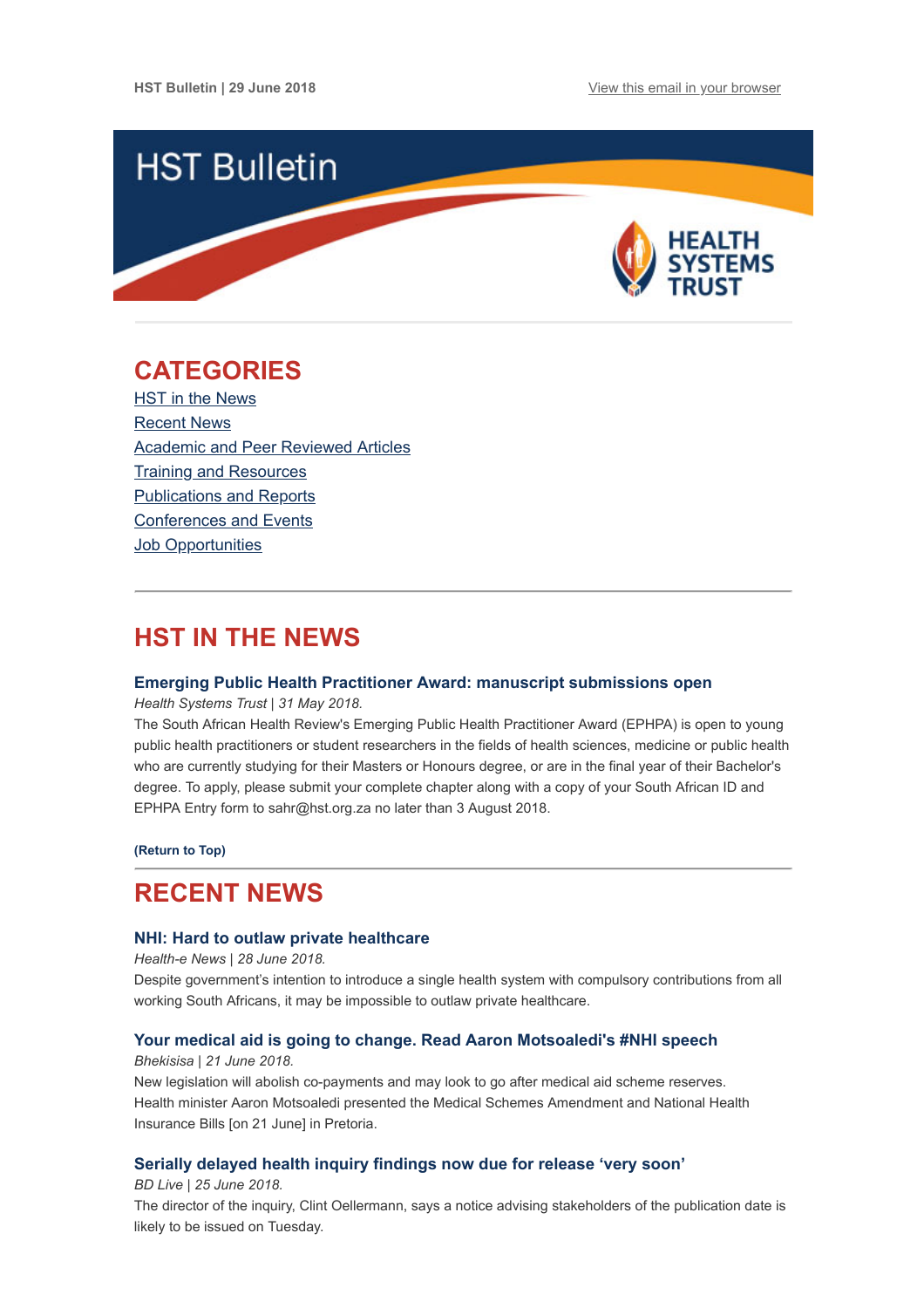HST Bulletin | 29 June 2018

View this email in your browser

# HST Bulletin

HEALTH SYSTEMS TRUST

## CATEGORIES

HST in the News
Recent News
Academic and Peer Reviewed Articles
Training and Resources
Publications and Reports
Conferences and Events
Job Opportunities

## HST IN THE NEWS

### Emerging Public Health Practitioner Award: manuscript submissions open

*Health Systems Trust | 31 May 2018.*

The South African Health Review's Emerging Public Health Practitioner Award (EPHPA) is open to young public health practitioners or student researchers in the fields of health sciences, medicine or public health who are currently studying for their Masters or Honours degree, or are in the final year of their Bachelor's degree. To apply, please submit your complete chapter along with a copy of your South African ID and EPHPA Entry form to sahr@hst.org.za no later than 3 August 2018.

**(Return to Top)**

## RECENT NEWS

### NHI: Hard to outlaw private healthcare

*Health-e News | 28 June 2018.*

Despite government's intention to introduce a single health system with compulsory contributions from all working South Africans, it may be impossible to outlaw private healthcare.

### Your medical aid is going to change. Read Aaron Motsoaledi's #NHI speech

*Bhekisisa | 21 June 2018.*

New legislation will abolish co-payments and may look to go after medical aid scheme reserves. Health minister Aaron Motsoaledi presented the Medical Schemes Amendment and National Health Insurance Bills [on 21 June] in Pretoria.

### Serially delayed health inquiry findings now due for release 'very soon'

*BD Live | 25 June 2018.*

The director of the inquiry, Clint Oellermann, says a notice advising stakeholders of the publication date is likely to be issued on Tuesday.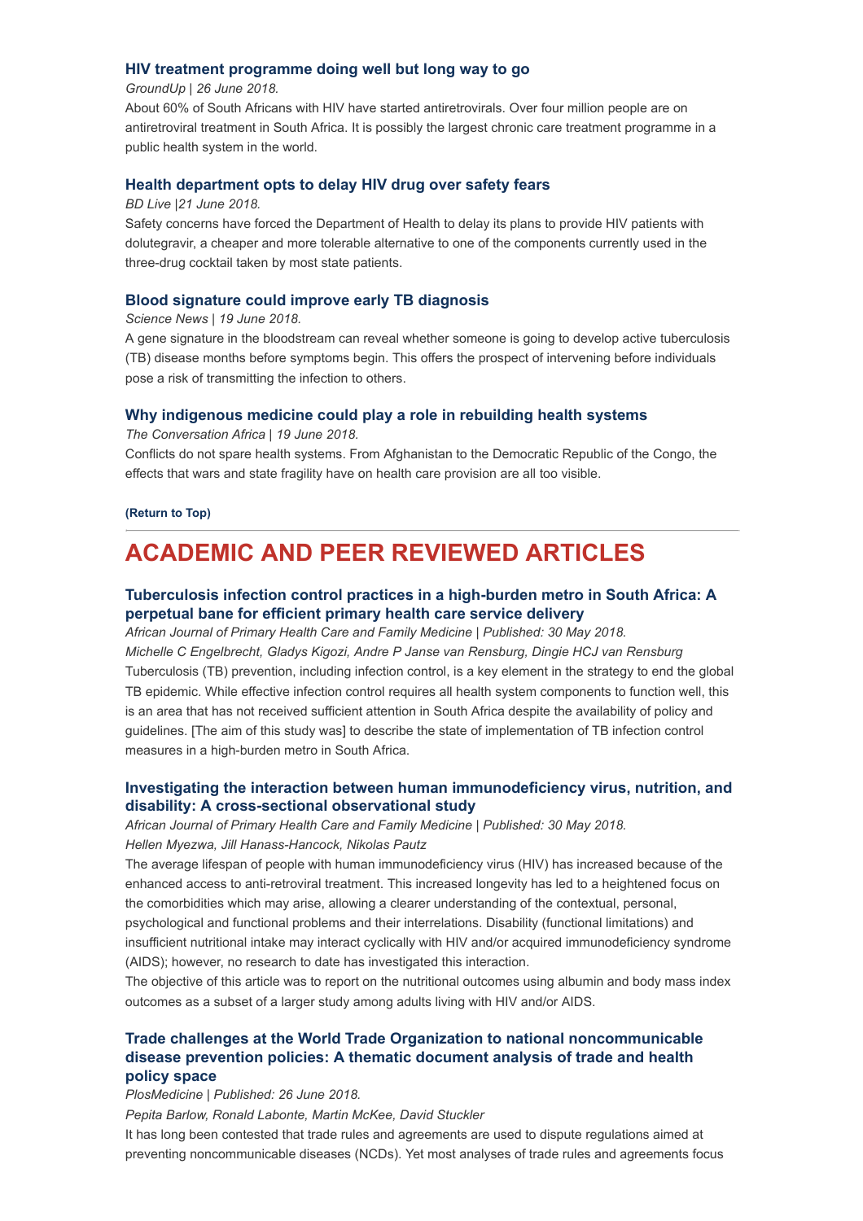### HIV treatment programme doing well but long way to go

*GroundUp | 26 June 2018.*

About 60% of South Africans with HIV have started antiretrovirals. Over four million people are on antiretroviral treatment in South Africa. It is possibly the largest chronic care treatment programme in a public health system in the world.

### Health department opts to delay HIV drug over safety fears

*BD Live |21 June 2018.*

Safety concerns have forced the Department of Health to delay its plans to provide HIV patients with dolutegravir, a cheaper and more tolerable alternative to one of the components currently used in the three-drug cocktail taken by most state patients.

### Blood signature could improve early TB diagnosis

*Science News | 19 June 2018.*

A gene signature in the bloodstream can reveal whether someone is going to develop active tuberculosis (TB) disease months before symptoms begin. This offers the prospect of intervening before individuals pose a risk of transmitting the infection to others.

### Why indigenous medicine could play a role in rebuilding health systems

*The Conversation Africa | 19 June 2018.*

Conflicts do not spare health systems. From Afghanistan to the Democratic Republic of the Congo, the effects that wars and state fragility have on health care provision are all too visible.

**(Return to Top)**

---

## ACADEMIC AND PEER REVIEWED ARTICLES

### Tuberculosis infection control practices in a high-burden metro in South Africa: A perpetual bane for efficient primary health care service delivery

*African Journal of Primary Health Care and Family Medicine | Published: 30 May 2018.*

*Michelle C Engelbrecht, Gladys Kigozi, Andre P Janse van Rensburg, Dingie HCJ van Rensburg*

Tuberculosis (TB) prevention, including infection control, is a key element in the strategy to end the global TB epidemic. While effective infection control requires all health system components to function well, this is an area that has not received sufficient attention in South Africa despite the availability of policy and guidelines. [The aim of this study was] to describe the state of implementation of TB infection control measures in a high-burden metro in South Africa.

### Investigating the interaction between human immunodeficiency virus, nutrition, and disability: A cross-sectional observational study

*African Journal of Primary Health Care and Family Medicine | Published: 30 May 2018.*

*Hellen Myezwa, Jill Hanass-Hancock, Nikolas Pautz*

The average lifespan of people with human immunodeficiency virus (HIV) has increased because of the enhanced access to anti-retroviral treatment. This increased longevity has led to a heightened focus on the comorbidities which may arise, allowing a clearer understanding of the contextual, personal, psychological and functional problems and their interrelations. Disability (functional limitations) and insufficient nutritional intake may interact cyclically with HIV and/or acquired immunodeficiency syndrome (AIDS); however, no research to date has investigated this interaction.

The objective of this article was to report on the nutritional outcomes using albumin and body mass index outcomes as a subset of a larger study among adults living with HIV and/or AIDS.

### Trade challenges at the World Trade Organization to national noncommunicable disease prevention policies: A thematic document analysis of trade and health policy space

*PlosMedicine | Published: 26 June 2018.*

*Pepita Barlow, Ronald Labonte, Martin McKee, David Stuckler*

It has long been contested that trade rules and agreements are used to dispute regulations aimed at preventing noncommunicable diseases (NCDs). Yet most analyses of trade rules and agreements focus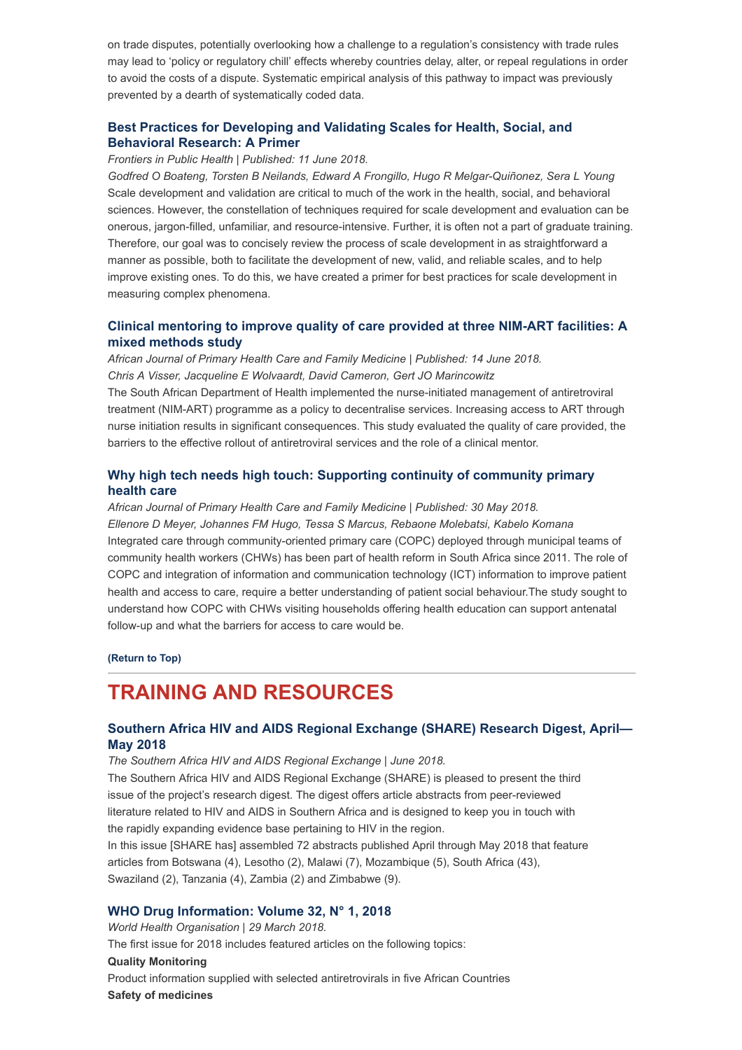on trade disputes, potentially overlooking how a challenge to a regulation's consistency with trade rules may lead to 'policy or regulatory chill' effects whereby countries delay, alter, or repeal regulations in order to avoid the costs of a dispute. Systematic empirical analysis of this pathway to impact was previously prevented by a dearth of systematically coded data.

### Best Practices for Developing and Validating Scales for Health, Social, and Behavioral Research: A Primer

*Frontiers in Public Health | Published: 11 June 2018.*

*Godfred O Boateng, Torsten B Neilands, Edward A Frongillo, Hugo R Melgar-Quiñonez, Sera L Young*

Scale development and validation are critical to much of the work in the health, social, and behavioral sciences. However, the constellation of techniques required for scale development and evaluation can be onerous, jargon-filled, unfamiliar, and resource-intensive. Further, it is often not a part of graduate training. Therefore, our goal was to concisely review the process of scale development in as straightforward a manner as possible, both to facilitate the development of new, valid, and reliable scales, and to help improve existing ones. To do this, we have created a primer for best practices for scale development in measuring complex phenomena.

### Clinical mentoring to improve quality of care provided at three NIM-ART facilities: A mixed methods study

*African Journal of Primary Health Care and Family Medicine | Published: 14 June 2018.*

*Chris A Visser, Jacqueline E Wolvaardt, David Cameron, Gert JO Marincowitz*

The South African Department of Health implemented the nurse-initiated management of antiretroviral treatment (NIM-ART) programme as a policy to decentralise services. Increasing access to ART through nurse initiation results in significant consequences. This study evaluated the quality of care provided, the barriers to the effective rollout of antiretroviral services and the role of a clinical mentor.

### Why high tech needs high touch: Supporting continuity of community primary health care

*African Journal of Primary Health Care and Family Medicine | Published: 30 May 2018.*

*Ellenore D Meyer, Johannes FM Hugo, Tessa S Marcus, Rebaone Molebatsi, Kabelo Komana*

Integrated care through community-oriented primary care (COPC) deployed through municipal teams of community health workers (CHWs) has been part of health reform in South Africa since 2011. The role of COPC and integration of information and communication technology (ICT) information to improve patient health and access to care, require a better understanding of patient social behaviour.The study sought to understand how COPC with CHWs visiting households offering health education can support antenatal follow-up and what the barriers for access to care would be.

**(Return to Top)**

---

## TRAINING AND RESOURCES

### Southern Africa HIV and AIDS Regional Exchange (SHARE) Research Digest, April—May 2018

*The Southern Africa HIV and AIDS Regional Exchange | June 2018.*

The Southern Africa HIV and AIDS Regional Exchange (SHARE) is pleased to present the third issue of the project's research digest. The digest offers article abstracts from peer-reviewed literature related to HIV and AIDS in Southern Africa and is designed to keep you in touch with the rapidly expanding evidence base pertaining to HIV in the region.

In this issue [SHARE has] assembled 72 abstracts published April through May 2018 that feature articles from Botswana (4), Lesotho (2), Malawi (7), Mozambique (5), South Africa (43), Swaziland (2), Tanzania (4), Zambia (2) and Zimbabwe (9).

### WHO Drug Information: Volume 32, N° 1, 2018

*World Health Organisation | 29 March 2018.*

The first issue for 2018 includes featured articles on the following topics:

**Quality Monitoring**

Product information supplied with selected antiretrovirals in five African Countries

**Safety of medicines**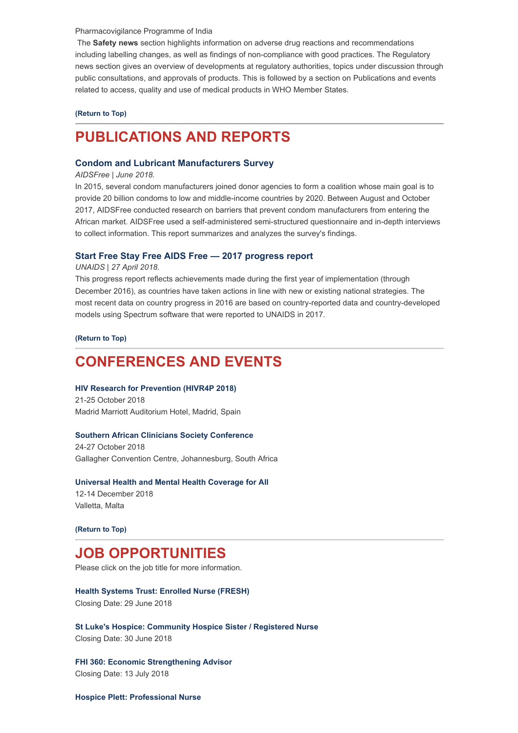Pharmacovigilance Programme of India

The **Safety news** section highlights information on adverse drug reactions and recommendations including labelling changes, as well as findings of non-compliance with good practices. The Regulatory news section gives an overview of developments at regulatory authorities, topics under discussion through public consultations, and approvals of products. This is followed by a section on Publications and events related to access, quality and use of medical products in WHO Member States.

**(Return to Top)**

## PUBLICATIONS AND REPORTS

### Condom and Lubricant Manufacturers Survey

*AIDSFree | June 2018.*

In 2015, several condom manufacturers joined donor agencies to form a coalition whose main goal is to provide 20 billion condoms to low and middle-income countries by 2020. Between August and October 2017, AIDSFree conducted research on barriers that prevent condom manufacturers from entering the African market. AIDSFree used a self-administered semi-structured questionnaire and in-depth interviews to collect information. This report summarizes and analyzes the survey's findings.

### Start Free Stay Free AIDS Free — 2017 progress report

*UNAIDS | 27 April 2018.*

This progress report reflects achievements made during the first year of implementation (through December 2016), as countries have taken actions in line with new or existing national strategies. The most recent data on country progress in 2016 are based on country-reported data and country-developed models using Spectrum software that were reported to UNAIDS in 2017.

**(Return to Top)**

## CONFERENCES AND EVENTS

**HIV Research for Prevention (HIVR4P 2018)**
21-25 October 2018
Madrid Marriott Auditorium Hotel, Madrid, Spain

**Southern African Clinicians Society Conference**
24-27 October 2018
Gallagher Convention Centre, Johannesburg, South Africa

**Universal Health and Mental Health Coverage for All**
12-14 December 2018
Valletta, Malta

**(Return to Top)**

## JOB OPPORTUNITIES

Please click on the job title for more information.

**Health Systems Trust: Enrolled Nurse (FRESH)**
Closing Date: 29 June 2018

**St Luke's Hospice: Community Hospice Sister / Registered Nurse**
Closing Date: 30 June 2018

**FHI 360: Economic Strengthening Advisor**
Closing Date: 13 July 2018

**Hospice Plett: Professional Nurse**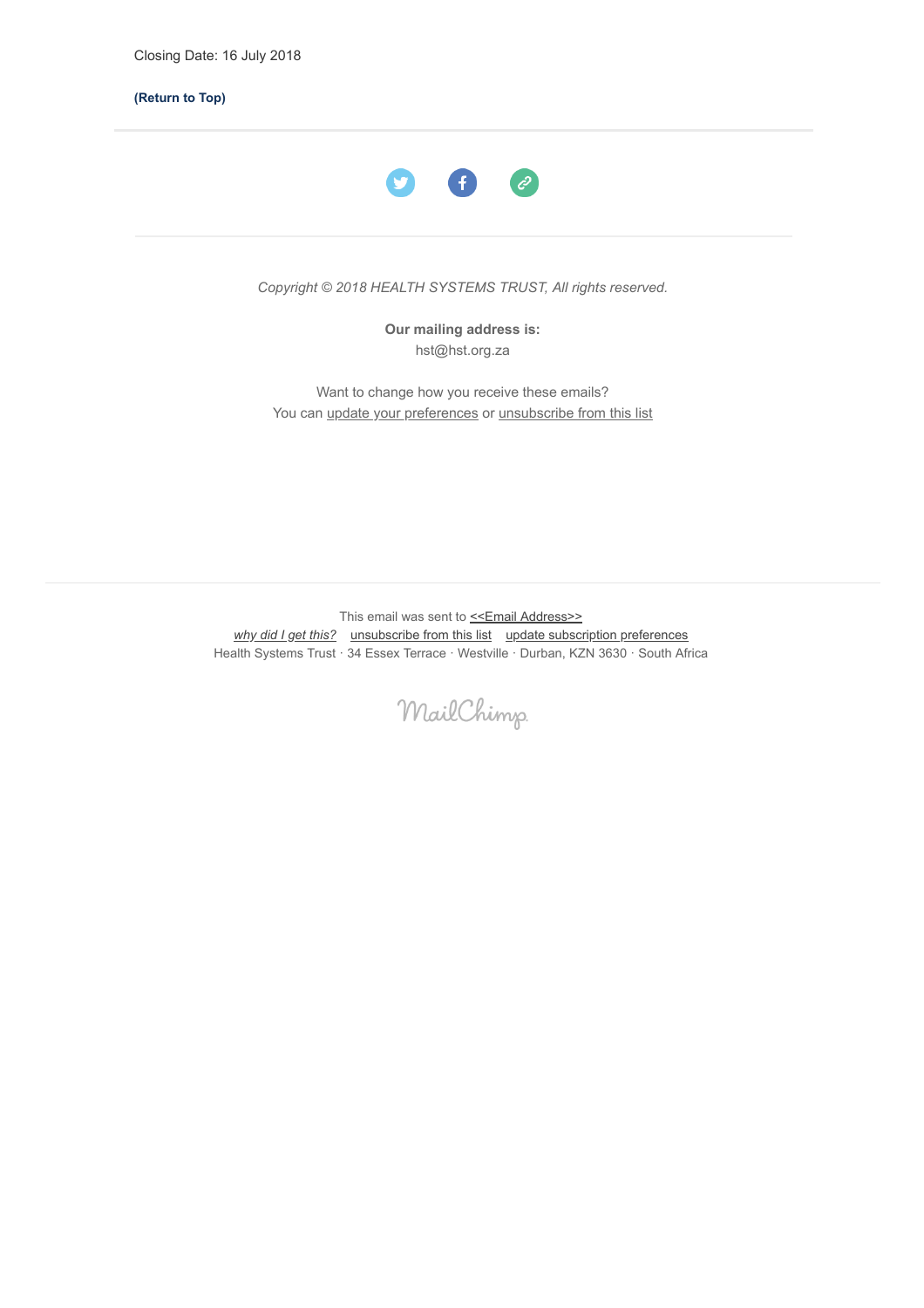Closing Date: 16 July 2018

**(Return to Top)**

---

*Copyright © 2018 HEALTH SYSTEMS TRUST, All rights reserved.*

**Our mailing address is:**
hst@hst.org.za

Want to change how you receive these emails?
You can update your preferences or unsubscribe from this list

---

This email was sent to <<Email Address>>
*why did I get this?* unsubscribe from this list update subscription preferences
Health Systems Trust · 34 Essex Terrace · Westville · Durban, KZN 3630 · South Africa

MailChimp